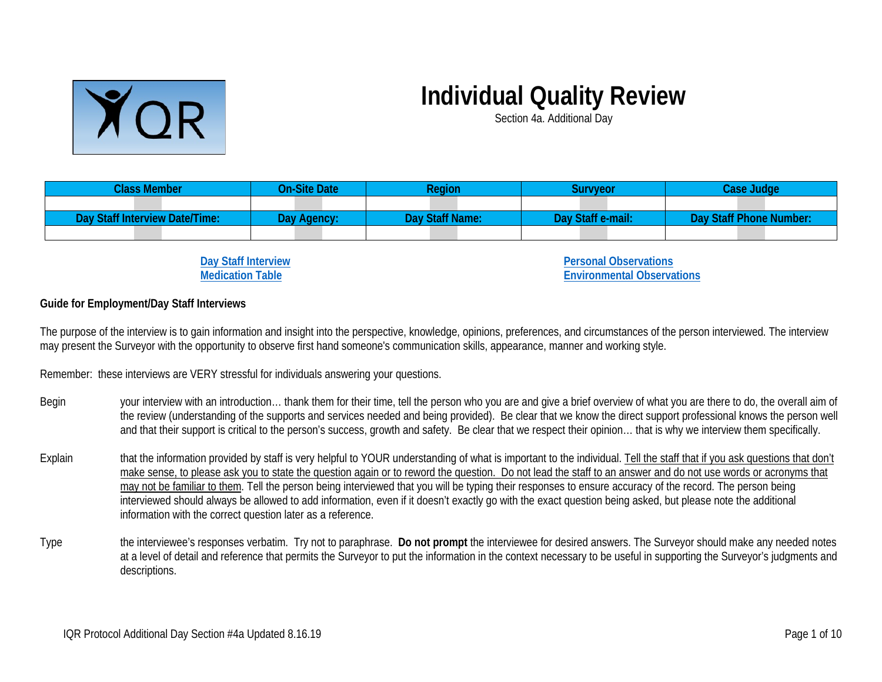# Individual Quality Review

Section 4a. Additional Day

| Class Member | On-Site Date | Region | Survyeor | Case Judge |
|---|---|---|---|---|
| | | | | |
| **Day Staff Interview Date/Time:** | **Day Agency:** | **Day Staff Name:** | **Day Staff e-mail:** | **Day Staff Phone Number:** |
| | | | | |

[Day Staff Interview](#)
[Medication Table](#)

[Personal Observations](#)
[Environmental Observations](#)

**Guide for Employment/Day Staff Interviews**

The purpose of the interview is to gain information and insight into the perspective, knowledge, opinions, preferences, and circumstances of the person interviewed. The interview may present the Surveyor with the opportunity to observe first hand someone's communication skills, appearance, manner and working style.

Remember: these interviews are VERY stressful for individuals answering your questions.

Begin your interview with an introduction… thank them for their time, tell the person who you are and give a brief overview of what you are there to do, the overall aim of the review (understanding of the supports and services needed and being provided). Be clear that we know the direct support professional knows the person well and that their support is critical to the person's success, growth and safety. Be clear that we respect their opinion… that is why we interview them specifically.

Explain that the information provided by staff is very helpful to YOUR understanding of what is important to the individual. Tell the staff that if you ask questions that don't make sense, to please ask you to state the question again or to reword the question. Do not lead the staff to an answer and do not use words or acronyms that may not be familiar to them. Tell the person being interviewed that you will be typing their responses to ensure accuracy of the record. The person being interviewed should always be allowed to add information, even if it doesn't exactly go with the exact question being asked, but please note the additional information with the correct question later as a reference.

Type the interviewee's responses verbatim. Try not to paraphrase. **Do not prompt** the interviewee for desired answers. The Surveyor should make any needed notes at a level of detail and reference that permits the Surveyor to put the information in the context necessary to be useful in supporting the Surveyor's judgments and descriptions.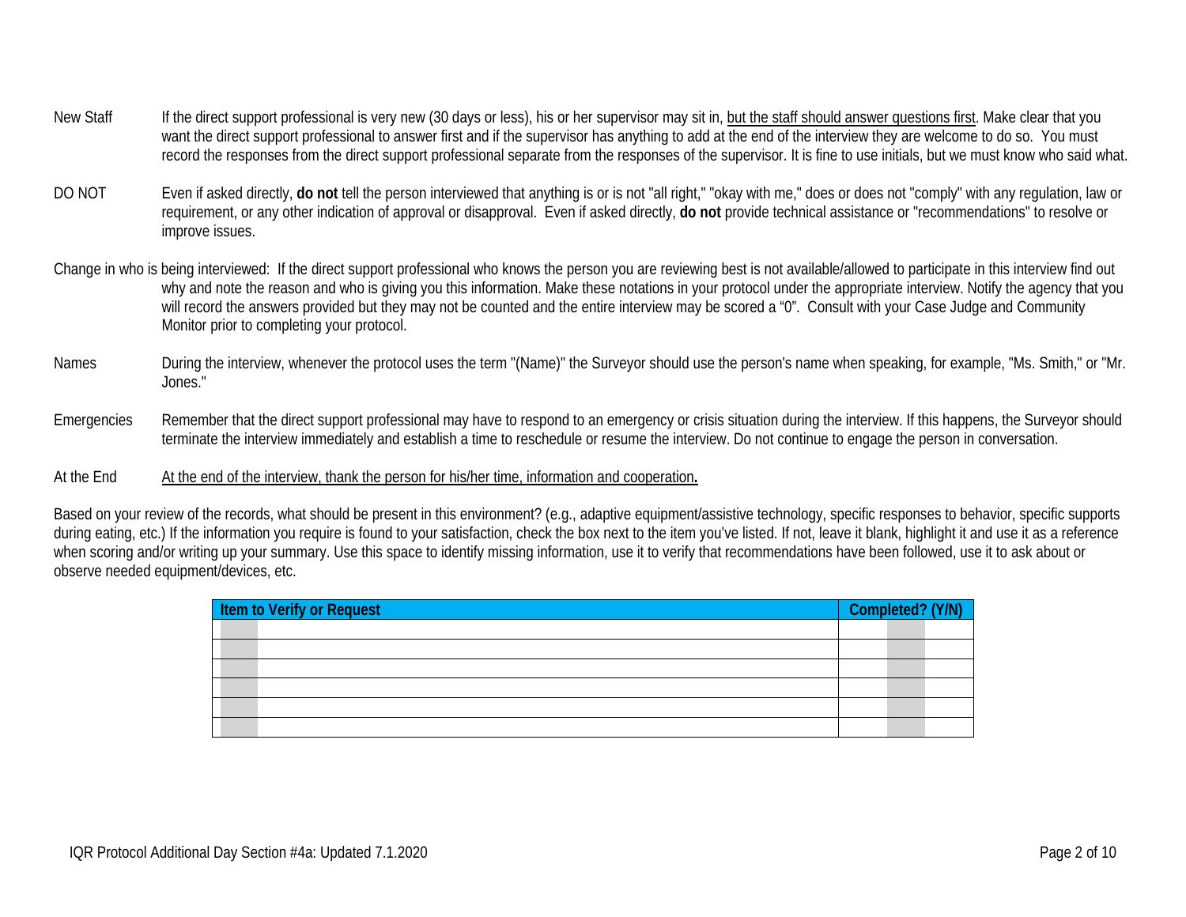New Staff — If the direct support professional is very new (30 days or less), his or her supervisor may sit in, <u>but the staff should answer questions first</u>. Make clear that you want the direct support professional to answer first and if the supervisor has anything to add at the end of the interview they are welcome to do so. You must record the responses from the direct support professional separate from the responses of the supervisor. It is fine to use initials, but we must know who said what.

DO NOT — Even if asked directly, **do not** tell the person interviewed that anything is or is not "all right," "okay with me," does or does not "comply" with any regulation, law or requirement, or any other indication of approval or disapproval. Even if asked directly, **do not** provide technical assistance or "recommendations" to resolve or improve issues.

Change in who is being interviewed: If the direct support professional who knows the person you are reviewing best is not available/allowed to participate in this interview find out why and note the reason and who is giving you this information. Make these notations in your protocol under the appropriate interview. Notify the agency that you will record the answers provided but they may not be counted and the entire interview may be scored a "0". Consult with your Case Judge and Community Monitor prior to completing your protocol.

Names — During the interview, whenever the protocol uses the term "(Name)" the Surveyor should use the person's name when speaking, for example, "Ms. Smith," or "Mr. Jones."

Emergencies — Remember that the direct support professional may have to respond to an emergency or crisis situation during the interview. If this happens, the Surveyor should terminate the interview immediately and establish a time to reschedule or resume the interview. Do not continue to engage the person in conversation.

At the End — <u>At the end of the interview, thank the person for his/her time, information and cooperation</u>**.**

Based on your review of the records, what should be present in this environment? (e.g., adaptive equipment/assistive technology, specific responses to behavior, specific supports during eating, etc.) If the information you require is found to your satisfaction, check the box next to the item you've listed. If not, leave it blank, highlight it and use it as a reference when scoring and/or writing up your summary. Use this space to identify missing information, use it to verify that recommendations have been followed, use it to ask about or observe needed equipment/devices, etc.

| Item to Verify or Request | Completed? (Y/N) |
| --- | --- |
| | |
| | |
| | |
| | |
| | |
| | |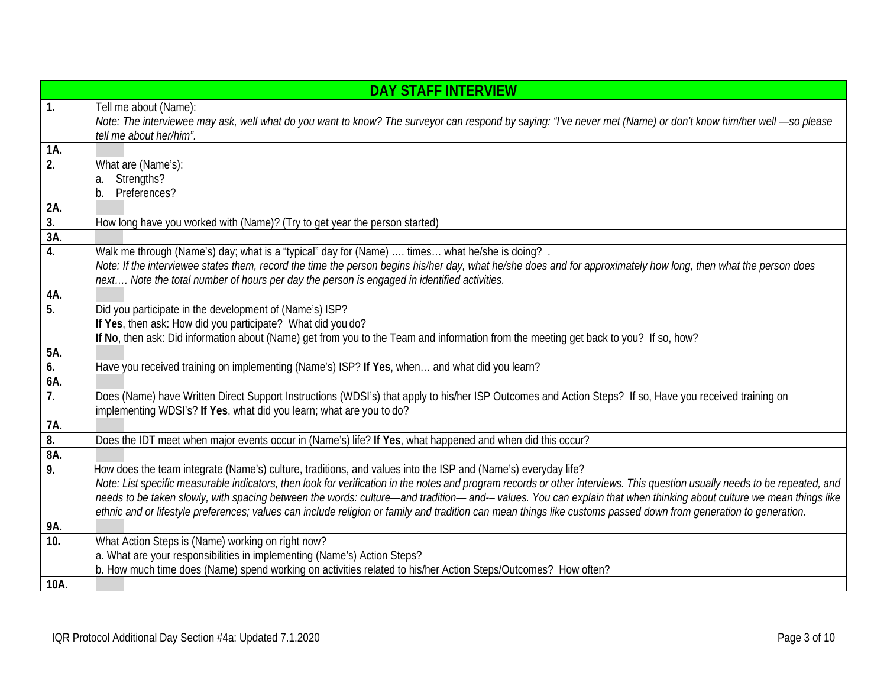| DAY STAFF INTERVIEW | |
|---|---|
| **1.** | Tell me about (Name):<br>*Note: The interviewee may ask, well what do you want to know? The surveyor can respond by saying: "I've never met (Name) or don't know him/her well —so please tell me about her/him".* |
| **1A.** | |
| **2.** | What are (Name's):<br>a. Strengths?<br>b. Preferences? |
| **2A.** | |
| **3.** | How long have you worked with (Name)? (Try to get year the person started) |
| **3A.** | |
| **4.** | Walk me through (Name's) day; what is a "typical" day for (Name) …. times… what he/she is doing? .<br>*Note: If the interviewee states them, record the time the person begins his/her day, what he/she does and for approximately how long, then what the person does next…. Note the total number of hours per day the person is engaged in identified activities.* |
| **4A.** | |
| **5.** | Did you participate in the development of (Name's) ISP?<br>**If Yes**, then ask: How did you participate? What did you do?<br>**If No**, then ask: Did information about (Name) get from you to the Team and information from the meeting get back to you? If so, how? |
| **5A.** | |
| **6.** | Have you received training on implementing (Name's) ISP? **If Yes**, when… and what did you learn? |
| **6A.** | |
| **7.** | Does (Name) have Written Direct Support Instructions (WDSI's) that apply to his/her ISP Outcomes and Action Steps? If so, Have you received training on implementing WDSI's? **If Yes**, what did you learn; what are you to do? |
| **7A.** | |
| **8.** | Does the IDT meet when major events occur in (Name's) life? **If Yes**, what happened and when did this occur? |
| **8A.** | |
| **9.** | How does the team integrate (Name's) culture, traditions, and values into the ISP and (Name's) everyday life?<br>*Note: List specific measurable indicators, then look for verification in the notes and program records or other interviews. This question usually needs to be repeated, and needs to be taken slowly, with spacing between the words: culture—and tradition— and-– values. You can explain that when thinking about culture we mean things like ethnic and or lifestyle preferences; values can include religion or family and tradition can mean things like customs passed down from generation to generation.* |
| **9A.** | |
| **10.** | What Action Steps is (Name) working on right now?<br>a. What are your responsibilities in implementing (Name's) Action Steps?<br>b. How much time does (Name) spend working on activities related to his/her Action Steps/Outcomes? How often? |
| **10A.** | |

IQR Protocol Additional Day Section #4a: Updated 7.1.2020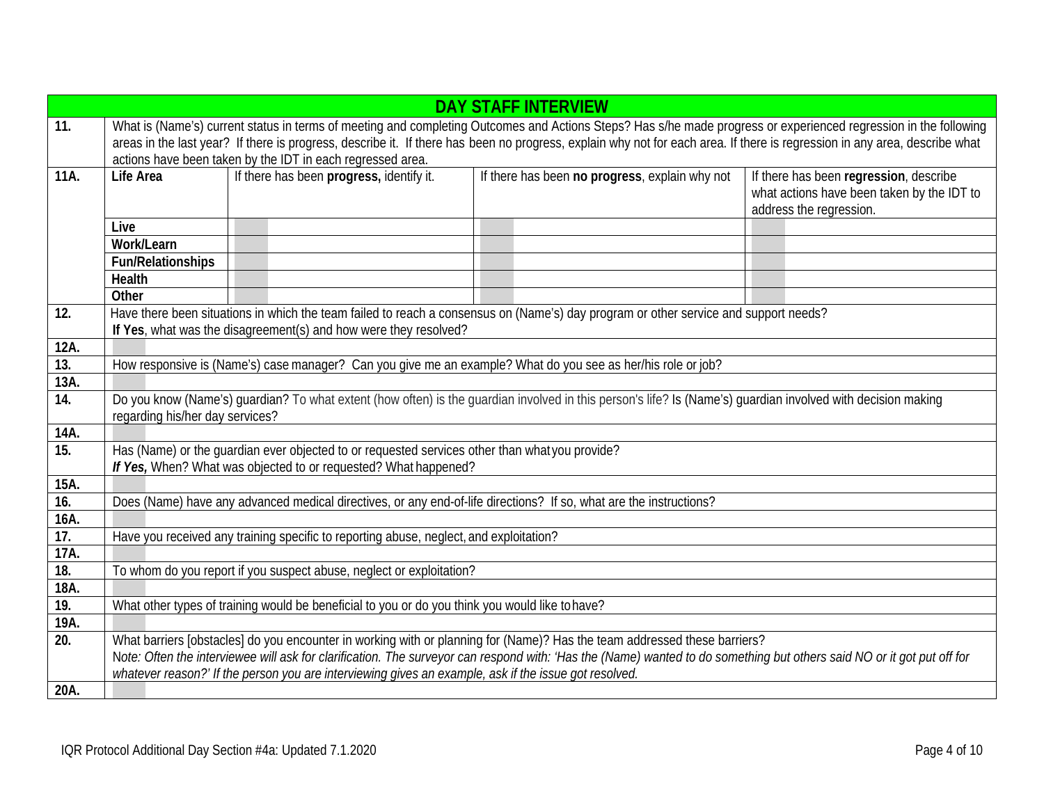| DAY STAFF INTERVIEW | | | | |
|---|---|---|---|---|
| 11. | What is (Name's) current status in terms of meeting and completing Outcomes and Actions Steps? Has s/he made progress or experienced regression in the following areas in the last year? If there is progress, describe it. If there has been no progress, explain why not for each area. If there is regression in any area, describe what actions have been taken by the IDT in each regressed area. | | | |
| 11A. | **Life Area** | If there has been **progress,** identify it. | If there has been **no progress**, explain why not | If there has been **regression**, describe what actions have been taken by the IDT to address the regression. |
| | **Live** | | | |
| | **Work/Learn** | | | |
| | **Fun/Relationships** | | | |
| | **Health** | | | |
| | **Other** | | | |
| 12. | Have there been situations in which the team failed to reach a consensus on (Name's) day program or other service and support needs? **If Yes**, what was the disagreement(s) and how were they resolved? | | | |
| 12A. | | | | |
| 13. | How responsive is (Name's) case manager? Can you give me an example? What do you see as her/his role or job? | | | |
| 13A. | | | | |
| 14. | Do you know (Name's) guardian? To what extent (how often) is the guardian involved in this person's life? Is (Name's) guardian involved with decision making regarding his/her day services? | | | |
| 14A. | | | | |
| 15. | Has (Name) or the guardian ever objected to or requested services other than what you provide? ***If Yes,*** When? What was objected to or requested? What happened? | | | |
| 15A. | | | | |
| 16. | Does (Name) have any advanced medical directives, or any end-of-life directions? If so, what are the instructions? | | | |
| 16A. | | | | |
| 17. | Have you received any training specific to reporting abuse, neglect, and exploitation? | | | |
| 17A. | | | | |
| 18. | To whom do you report if you suspect abuse, neglect or exploitation? | | | |
| 18A. | | | | |
| 19. | What other types of training would be beneficial to you or do you think you would like to have? | | | |
| 19A. | | | | |
| 20. | What barriers [obstacles] do you encounter in working with or planning for (Name)? Has the team addressed these barriers? *Note: Often the interviewee will ask for clarification. The surveyor can respond with: 'Has the (Name) wanted to do something but others said NO or it got put off for whatever reason?' If the person you are interviewing gives an example, ask if the issue got resolved.* | | | |
| 20A. | | | | |

IQR Protocol Additional Day Section #4a: Updated 7.1.2020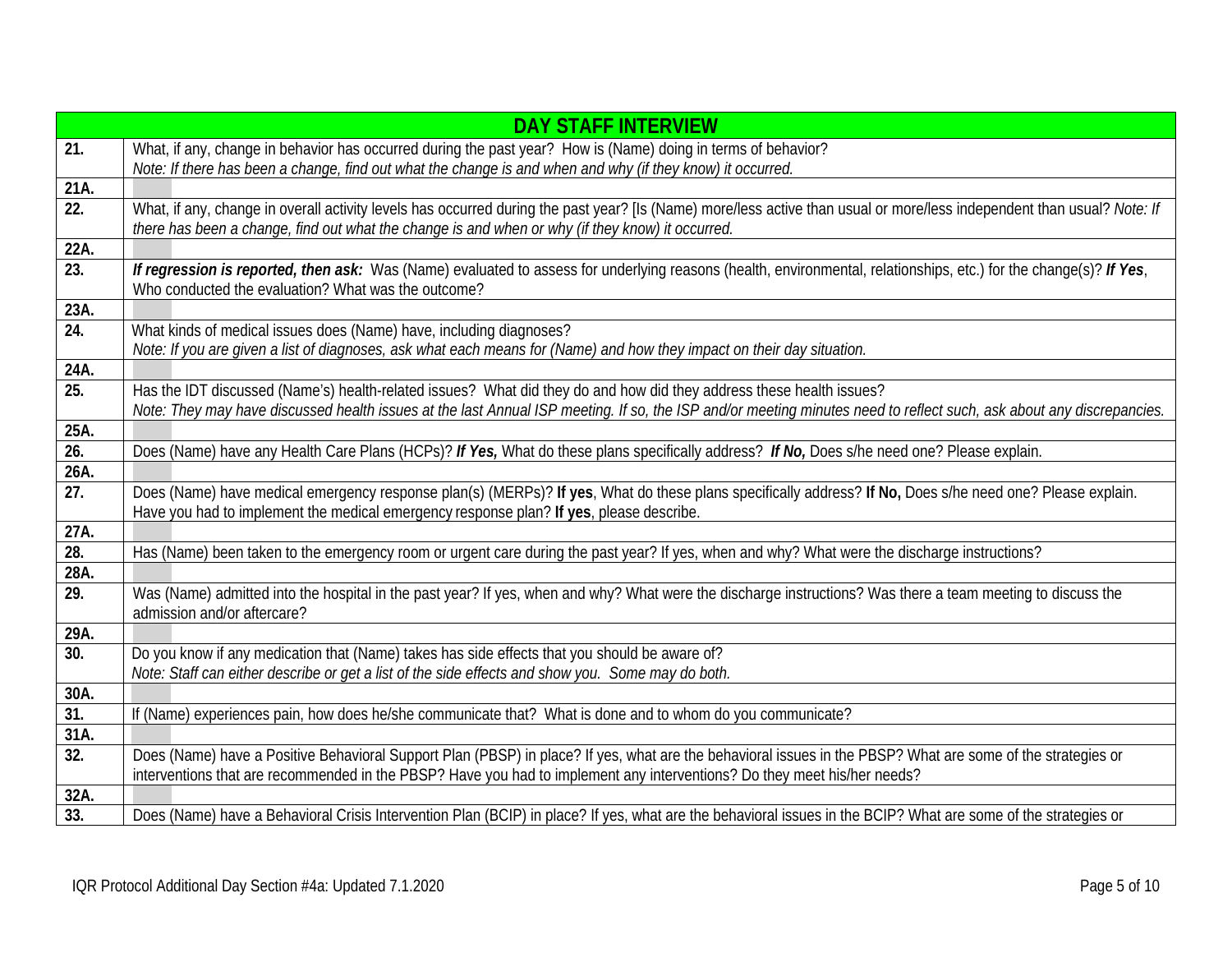| DAY STAFF INTERVIEW | |
|---|---|
| **21.** | What, if any, change in behavior has occurred during the past year? How is (Name) doing in terms of behavior?<br>*Note: If there has been a change, find out what the change is and when and why (if they know) it occurred.* |
| **21A.** | |
| **22.** | What, if any, change in overall activity levels has occurred during the past year? [Is (Name) more/less active than usual or more/less independent than usual? *Note: If there has been a change, find out what the change is and when or why (if they know) it occurred.* |
| **22A.** | |
| **23.** | ***If regression is reported, then ask:*** Was (Name) evaluated to assess for underlying reasons (health, environmental, relationships, etc.) for the change(s)? ***If Yes***, Who conducted the evaluation? What was the outcome? |
| **23A.** | |
| **24.** | What kinds of medical issues does (Name) have, including diagnoses?<br>*Note: If you are given a list of diagnoses, ask what each means for (Name) and how they impact on their day situation.* |
| **24A.** | |
| **25.** | Has the IDT discussed (Name's) health-related issues? What did they do and how did they address these health issues?<br>*Note: They may have discussed health issues at the last Annual ISP meeting. If so, the ISP and/or meeting minutes need to reflect such, ask about any discrepancies.* |
| **25A.** | |
| **26.** | Does (Name) have any Health Care Plans (HCPs)? ***If Yes,*** What do these plans specifically address? ***If No,*** Does s/he need one? Please explain. |
| **26A.** | |
| **27.** | Does (Name) have medical emergency response plan(s) (MERPs)? **If yes**, What do these plans specifically address? **If No,** Does s/he need one? Please explain.<br>Have you had to implement the medical emergency response plan? **If yes**, please describe. |
| **27A.** | |
| **28.** | Has (Name) been taken to the emergency room or urgent care during the past year? If yes, when and why? What were the discharge instructions? |
| **28A.** | |
| **29.** | Was (Name) admitted into the hospital in the past year? If yes, when and why? What were the discharge instructions? Was there a team meeting to discuss the admission and/or aftercare? |
| **29A.** | |
| **30.** | Do you know if any medication that (Name) takes has side effects that you should be aware of?<br>*Note: Staff can either describe or get a list of the side effects and show you. Some may do both.* |
| **30A.** | |
| **31.** | If (Name) experiences pain, how does he/she communicate that? What is done and to whom do you communicate? |
| **31A.** | |
| **32.** | Does (Name) have a Positive Behavioral Support Plan (PBSP) in place? If yes, what are the behavioral issues in the PBSP? What are some of the strategies or interventions that are recommended in the PBSP? Have you had to implement any interventions? Do they meet his/her needs? |
| **32A.** | |
| **33.** | Does (Name) have a Behavioral Crisis Intervention Plan (BCIP) in place? If yes, what are the behavioral issues in the BCIP? What are some of the strategies or |

IQR Protocol Additional Day Section #4a: Updated 7.1.2020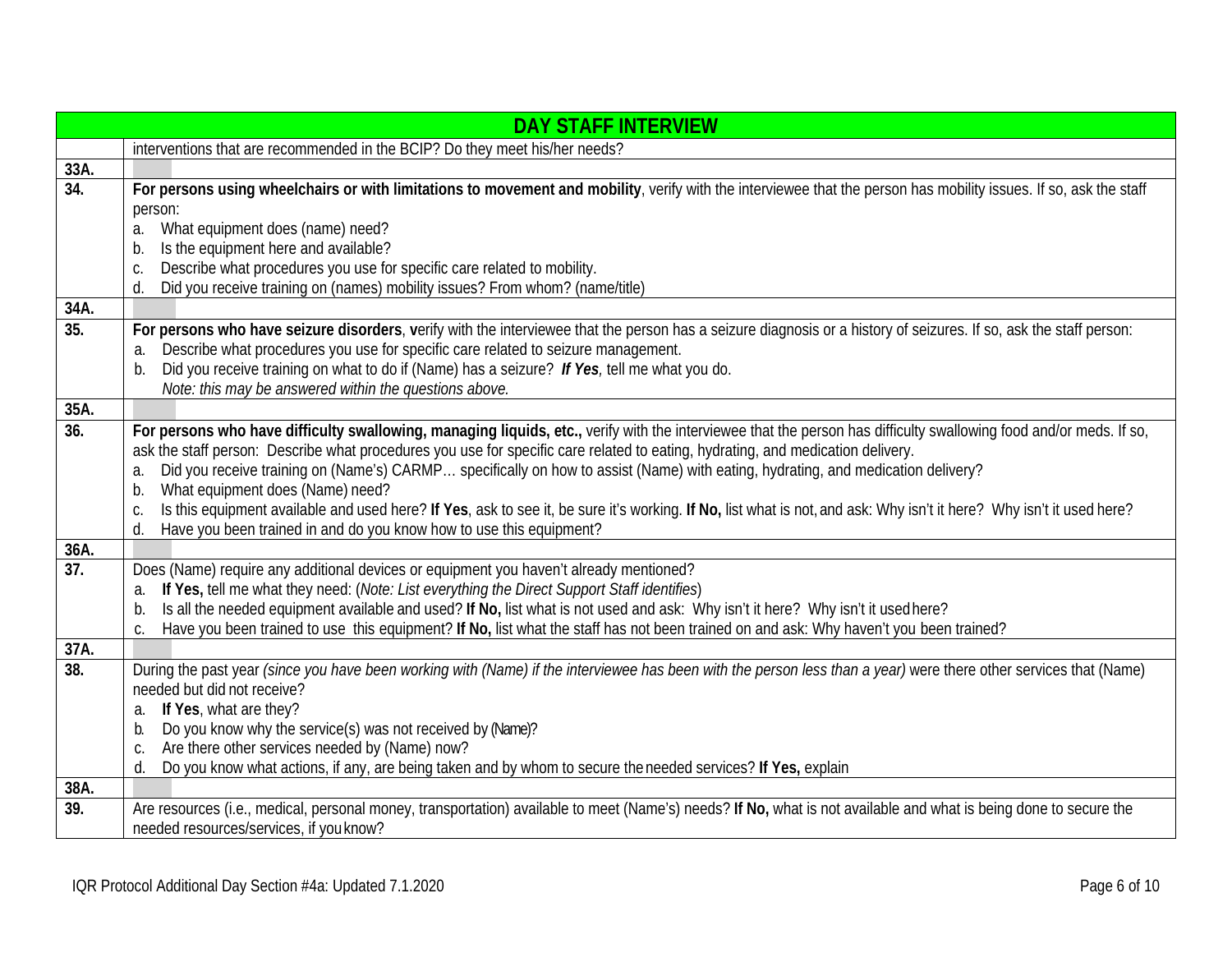| DAY STAFF INTERVIEW | |
|---|---|
| | interventions that are recommended in the BCIP? Do they meet his/her needs? |
| **33A.** | |
| **34.** | **For persons using wheelchairs or with limitations to movement and mobility**, verify with the interviewee that the person has mobility issues. If so, ask the staff person:<br>a. What equipment does (name) need?<br>b. Is the equipment here and available?<br>c. Describe what procedures you use for specific care related to mobility.<br>d. Did you receive training on (names) mobility issues? From whom? (name/title) |
| **34A.** | |
| **35.** | **For persons who have seizure disorders**, **v**erify with the interviewee that the person has a seizure diagnosis or a history of seizures. If so, ask the staff person:<br>a. Describe what procedures you use for specific care related to seizure management.<br>b. Did you receive training on what to do if (Name) has a seizure? ***If Yes***, tell me what you do.<br>*Note: this may be answered within the questions above.* |
| **35A.** | |
| **36.** | **For persons who have difficulty swallowing, managing liquids, etc.,** verify with the interviewee that the person has difficulty swallowing food and/or meds. If so, ask the staff person: Describe what procedures you use for specific care related to eating, hydrating, and medication delivery.<br>a. Did you receive training on (Name's) CARMP… specifically on how to assist (Name) with eating, hydrating, and medication delivery?<br>b. What equipment does (Name) need?<br>c. Is this equipment available and used here? **If Yes**, ask to see it, be sure it's working. **If No,** list what is not, and ask: Why isn't it here? Why isn't it used here?<br>d. Have you been trained in and do you know how to use this equipment? |
| **36A.** | |
| **37.** | Does (Name) require any additional devices or equipment you haven't already mentioned?<br>a. **If Yes,** tell me what they need: (*Note: List everything the Direct Support Staff identifies*)<br>b. Is all the needed equipment available and used? **If No,** list what is not used and ask: Why isn't it here? Why isn't it used here?<br>c. Have you been trained to use this equipment? **If No,** list what the staff has not been trained on and ask: Why haven't you been trained? |
| **37A.** | |
| **38.** | During the past year *(since you have been working with (Name) if the interviewee has been with the person less than a year)* were there other services that (Name) needed but did not receive?<br>a. **If Yes**, what are they?<br>b. Do you know why the service(s) was not received by (Name)?<br>c. Are there other services needed by (Name) now?<br>d. Do you know what actions, if any, are being taken and by whom to secure the needed services? **If Yes,** explain |
| **38A.** | |
| **39.** | Are resources (i.e., medical, personal money, transportation) available to meet (Name's) needs? **If No,** what is not available and what is being done to secure the needed resources/services, if you know? |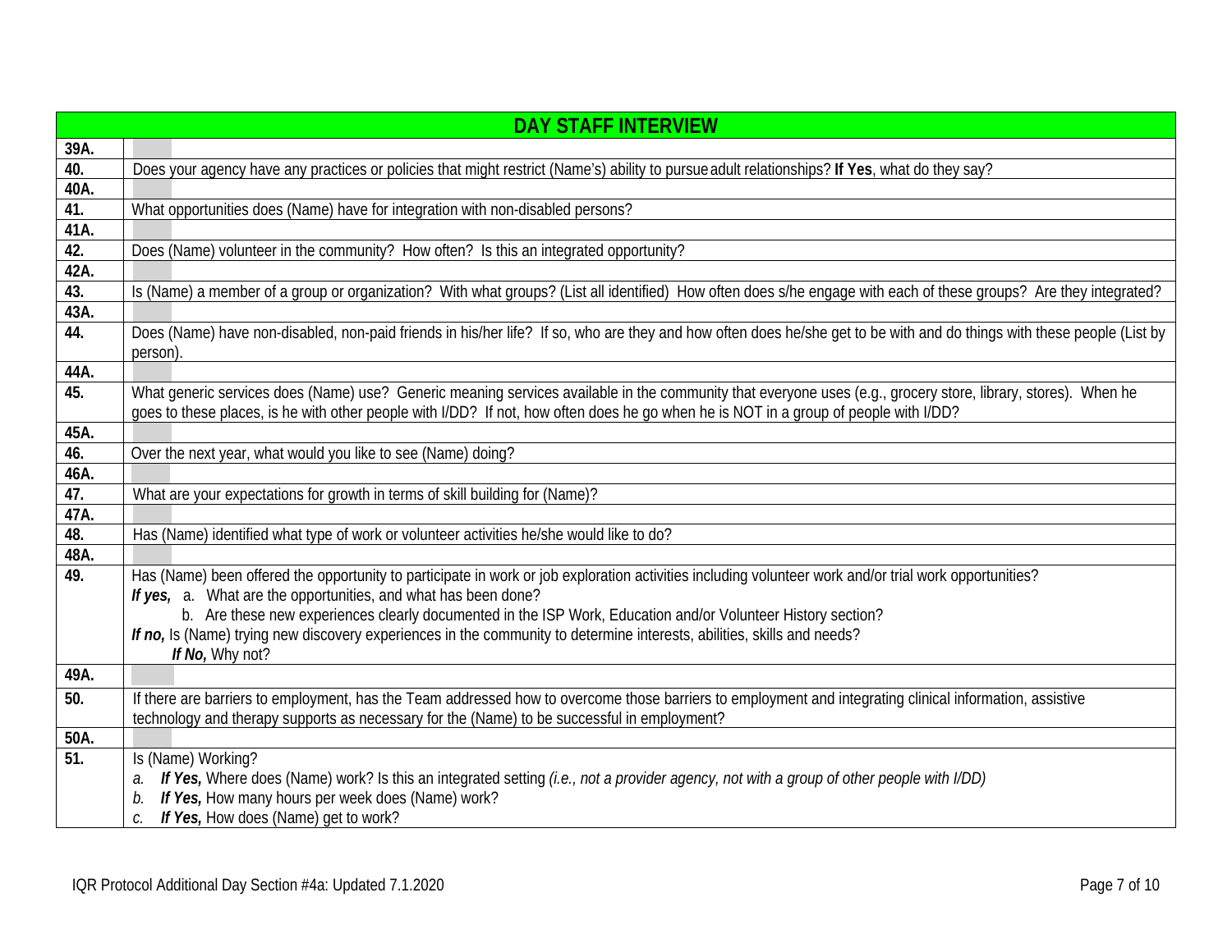| DAY STAFF INTERVIEW | |
|---|---|
| 39A. | |
| 40. | Does your agency have any practices or policies that might restrict (Name's) ability to pursue adult relationships? **If Yes**, what do they say? |
| 40A. | |
| 41. | What opportunities does (Name) have for integration with non-disabled persons? |
| 41A. | |
| 42. | Does (Name) volunteer in the community? How often? Is this an integrated opportunity? |
| 42A. | |
| 43. | Is (Name) a member of a group or organization? With what groups? (List all identified) How often does s/he engage with each of these groups? Are they integrated? |
| 43A. | |
| 44. | Does (Name) have non-disabled, non-paid friends in his/her life? If so, who are they and how often does he/she get to be with and do things with these people (List by person). |
| 44A. | |
| 45. | What generic services does (Name) use? Generic meaning services available in the community that everyone uses (e.g., grocery store, library, stores). When he goes to these places, is he with other people with I/DD? If not, how often does he go when he is NOT in a group of people with I/DD? |
| 45A. | |
| 46. | Over the next year, what would you like to see (Name) doing? |
| 46A. | |
| 47. | What are your expectations for growth in terms of skill building for (Name)? |
| 47A. | |
| 48. | Has (Name) identified what type of work or volunteer activities he/she would like to do? |
| 48A. | |
| 49. | Has (Name) been offered the opportunity to participate in work or job exploration activities including volunteer work and/or trial work opportunities?<br>***If yes,*** a. What are the opportunities, and what has been done?<br>b. Are these new experiences clearly documented in the ISP Work, Education and/or Volunteer History section?<br>***If no,*** Is (Name) trying new discovery experiences in the community to determine interests, abilities, skills and needs?<br>***If No,*** Why not? |
| 49A. | |
| 50. | If there are barriers to employment, has the Team addressed how to overcome those barriers to employment and integrating clinical information, assistive technology and therapy supports as necessary for the (Name) to be successful in employment? |
| 50A. | |
| 51. | Is (Name) Working?<br>*a.* ***If Yes,*** Where does (Name) work? Is this an integrated setting *(i.e., not a provider agency, not with a group of other people with I/DD)*<br>*b.* ***If Yes,*** How many hours per week does (Name) work?<br>*c.* ***If Yes,*** How does (Name) get to work? |

IQR Protocol Additional Day Section #4a: Updated 7.1.2020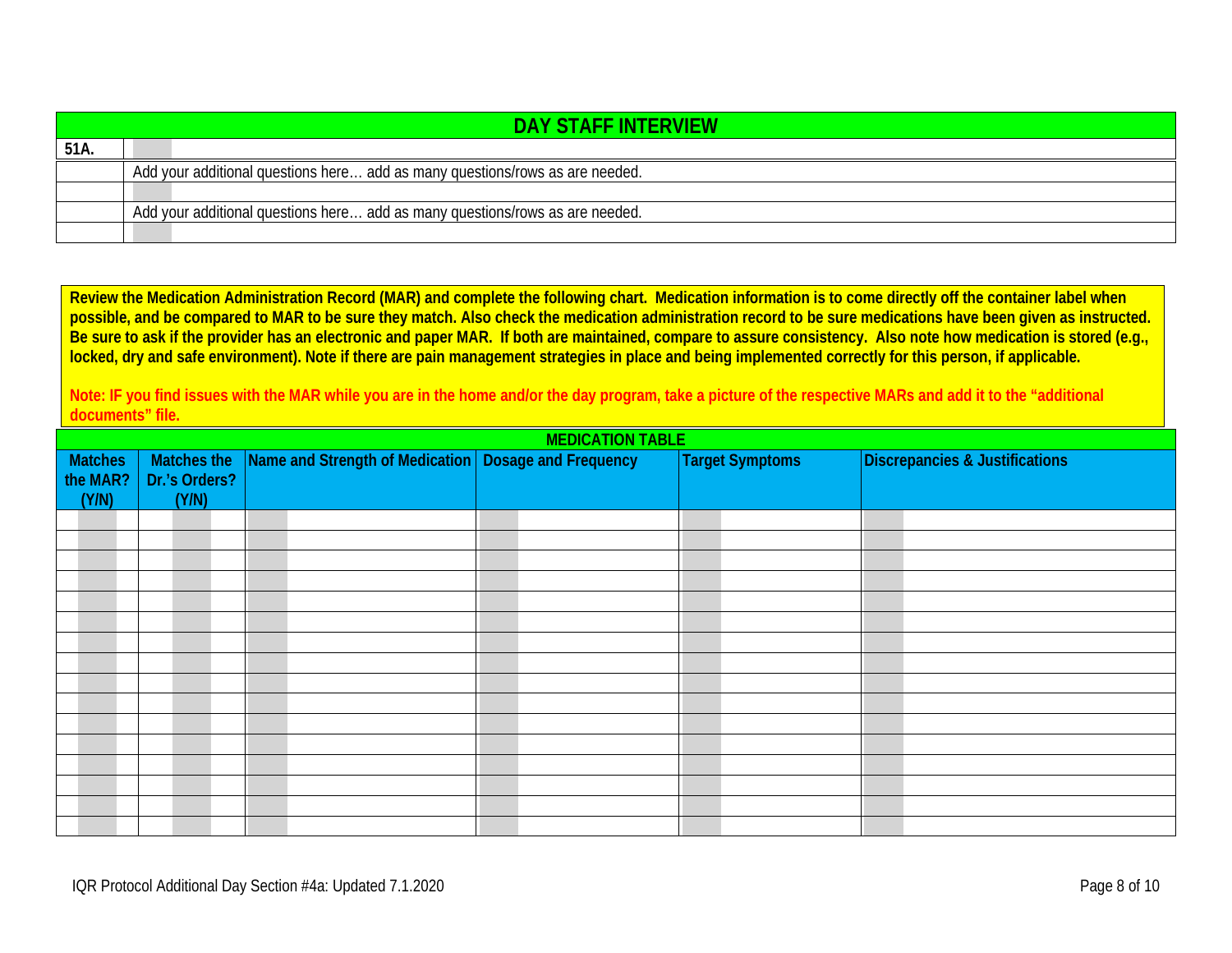## DAY STAFF INTERVIEW

| | |
|---|---|
| **51A.** | |
| | Add your additional questions here… add as many questions/rows as are needed. |
| | |
| | Add your additional questions here… add as many questions/rows as are needed. |
| | |

**Review the Medication Administration Record (MAR) and complete the following chart. Medication information is to come directly off the container label when possible, and be compared to MAR to be sure they match. Also check the medication administration record to be sure medications have been given as instructed. Be sure to ask if the provider has an electronic and paper MAR. If both are maintained, compare to assure consistency. Also note how medication is stored (e.g., locked, dry and safe environment). Note if there are pain management strategies in place and being implemented correctly for this person, if applicable.**

**Note: IF you find issues with the MAR while you are in the home and/or the day program, take a picture of the respective MARs and add it to the "additional documents" file.**

**MEDICATION TABLE**

| Matches the MAR? (Y/N) | Matches the Dr.'s Orders? (Y/N) | Name and Strength of Medication | Dosage and Frequency | Target Symptoms | Discrepancies & Justifications |
|---|---|---|---|---|---|
| | | | | | |
| | | | | | |
| | | | | | |
| | | | | | |
| | | | | | |
| | | | | | |
| | | | | | |
| | | | | | |
| | | | | | |
| | | | | | |
| | | | | | |
| | | | | | |
| | | | | | |
| | | | | | |
| | | | | | |
| | | | | | |

IQR Protocol Additional Day Section #4a: Updated 7.1.2020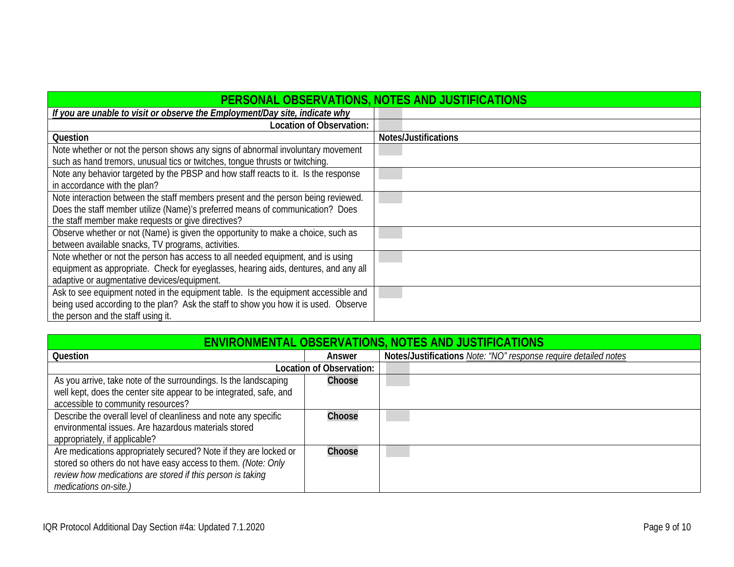| PERSONAL OBSERVATIONS, NOTES AND JUSTIFICATIONS | |
|---|---|
| ***If you are unable to visit or observe the Employment/Day site, indicate why*** | |
| **Location of Observation:** | |
| **Question** | **Notes/Justifications** |
| Note whether or not the person shows any signs of abnormal involuntary movement such as hand tremors, unusual tics or twitches, tongue thrusts or twitching. | |
| Note any behavior targeted by the PBSP and how staff reacts to it. Is the response in accordance with the plan? | |
| Note interaction between the staff members present and the person being reviewed. Does the staff member utilize (Name)'s preferred means of communication? Does the staff member make requests or give directives? | |
| Observe whether or not (Name) is given the opportunity to make a choice, such as between available snacks, TV programs, activities. | |
| Note whether or not the person has access to all needed equipment, and is using equipment as appropriate. Check for eyeglasses, hearing aids, dentures, and any all adaptive or augmentative devices/equipment. | |
| Ask to see equipment noted in the equipment table. Is the equipment accessible and being used according to the plan? Ask the staff to show you how it is used. Observe the person and the staff using it. | |

| ENVIRONMENTAL OBSERVATIONS, NOTES AND JUSTIFICATIONS | | |
|---|---|---|
| **Question** | **Answer** | **Notes/Justifications** *Note: "NO" response require detailed notes* |
| | **Location of Observation:** | |
| As you arrive, take note of the surroundings. Is the landscaping well kept, does the center site appear to be integrated, safe, and accessible to community resources? | **Choose** | |
| Describe the overall level of cleanliness and note any specific environmental issues. Are hazardous materials stored appropriately, if applicable? | **Choose** | |
| Are medications appropriately secured? Note if they are locked or stored so others do not have easy access to them. *(Note: Only review how medications are stored if this person is taking medications on-site.)* | **Choose** | |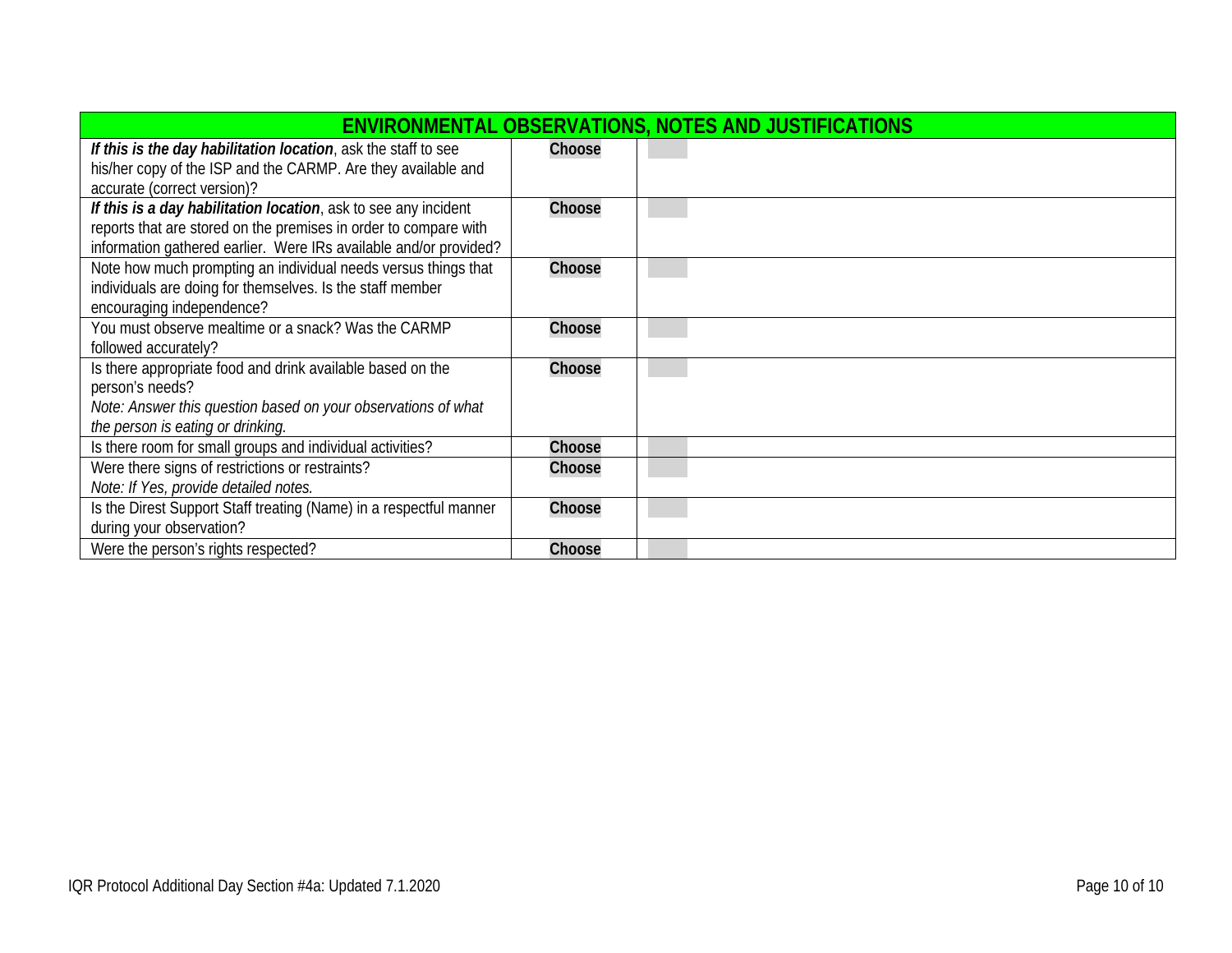| ENVIRONMENTAL OBSERVATIONS, NOTES AND JUSTIFICATIONS | | |
|---|---|---|
| ***If this is the day habilitation location***, ask the staff to see his/her copy of the ISP and the CARMP. Are they available and accurate (correct version)? | **Choose** | |
| ***If this is a day habilitation location***, ask to see any incident reports that are stored on the premises in order to compare with information gathered earlier. Were IRs available and/or provided? | **Choose** | |
| Note how much prompting an individual needs versus things that individuals are doing for themselves. Is the staff member encouraging independence? | **Choose** | |
| You must observe mealtime or a snack? Was the CARMP followed accurately? | **Choose** | |
| Is there appropriate food and drink available based on the person's needs?<br>*Note: Answer this question based on your observations of what the person is eating or drinking.* | **Choose** | |
| Is there room for small groups and individual activities? | **Choose** | |
| Were there signs of restrictions or restraints?<br>*Note: If Yes, provide detailed notes.* | **Choose** | |
| Is the Direst Support Staff treating (Name) in a respectful manner during your observation? | **Choose** | |
| Were the person's rights respected? | **Choose** | |